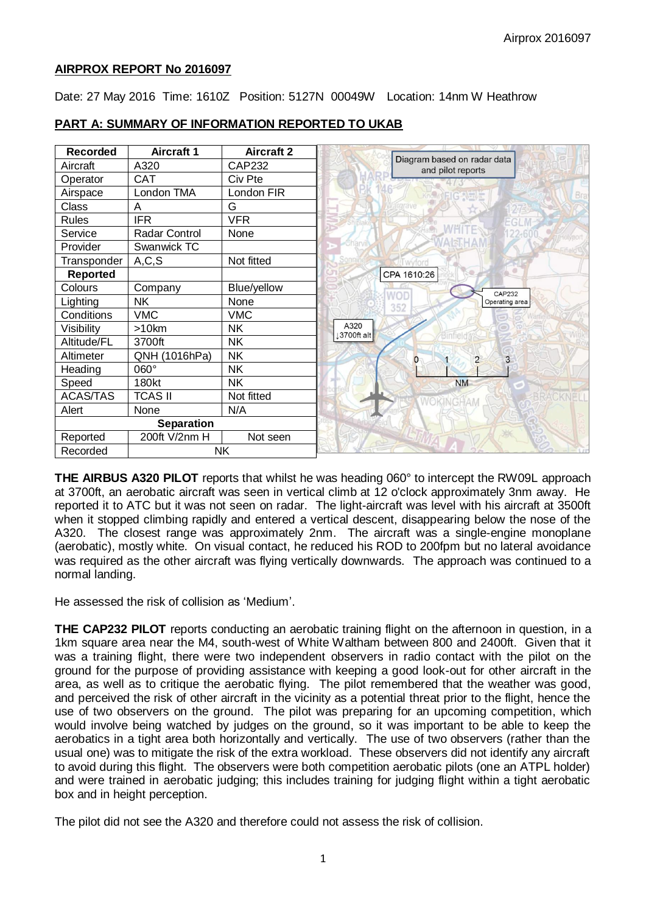# AIRPROX REPORT No 2016097

Date: 27 May 2016 Time: 1610Z Position: 5127N 00049W Location: 14nm W Heathrow

## PART A: SUMMARY OF INFORMATION REPORTED TO UKAB

| Recorded | Aircraft 1 | Aircraft 2 |
|---|---|---|
| Aircraft | A320 | CAP232 |
| Operator | CAT | Civ Pte |
| Airspace | London TMA | London FIR |
| Class | A | G |
| Rules | IFR | VFR |
| Service | Radar Control | None |
| Provider | Swanwick TC | |
| Transponder | A,C,S | Not fitted |
| **Reported** | | |
| Colours | Company | Blue/yellow |
| Lighting | NK | None |
| Conditions | VMC | VMC |
| Visibility | >10km | NK |
| Altitude/FL | 3700ft | NK |
| Altimeter | QNH (1016hPa) | NK |
| Heading | 060° | NK |
| Speed | 180kt | NK |
| ACAS/TAS | TCAS II | Not fitted |
| Alert | None | N/A |
| **Separation** | | |
| Reported | 200ft V/2nm H | Not seen |
| Recorded | NK | |

Diagram based on radar data and pilot reports

**THE AIRBUS A320 PILOT** reports that whilst he was heading 060° to intercept the RW09L approach at 3700ft, an aerobatic aircraft was seen in vertical climb at 12 o'clock approximately 3nm away. He reported it to ATC but it was not seen on radar. The light-aircraft was level with his aircraft at 3500ft when it stopped climbing rapidly and entered a vertical descent, disappearing below the nose of the A320. The closest range was approximately 2nm. The aircraft was a single-engine monoplane (aerobatic), mostly white. On visual contact, he reduced his ROD to 200fpm but no lateral avoidance was required as the other aircraft was flying vertically downwards. The approach was continued to a normal landing.

He assessed the risk of collision as 'Medium'.

**THE CAP232 PILOT** reports conducting an aerobatic training flight on the afternoon in question, in a 1km square area near the M4, south-west of White Waltham between 800 and 2400ft. Given that it was a training flight, there were two independent observers in radio contact with the pilot on the ground for the purpose of providing assistance with keeping a good look-out for other aircraft in the area, as well as to critique the aerobatic flying. The pilot remembered that the weather was good, and perceived the risk of other aircraft in the vicinity as a potential threat prior to the flight, hence the use of two observers on the ground. The pilot was preparing for an upcoming competition, which would involve being watched by judges on the ground, so it was important to be able to keep the aerobatics in a tight area both horizontally and vertically. The use of two observers (rather than the usual one) was to mitigate the risk of the extra workload. These observers did not identify any aircraft to avoid during this flight. The observers were both competition aerobatic pilots (one an ATPL holder) and were trained in aerobatic judging; this includes training for judging flight within a tight aerobatic box and in height perception.

The pilot did not see the A320 and therefore could not assess the risk of collision.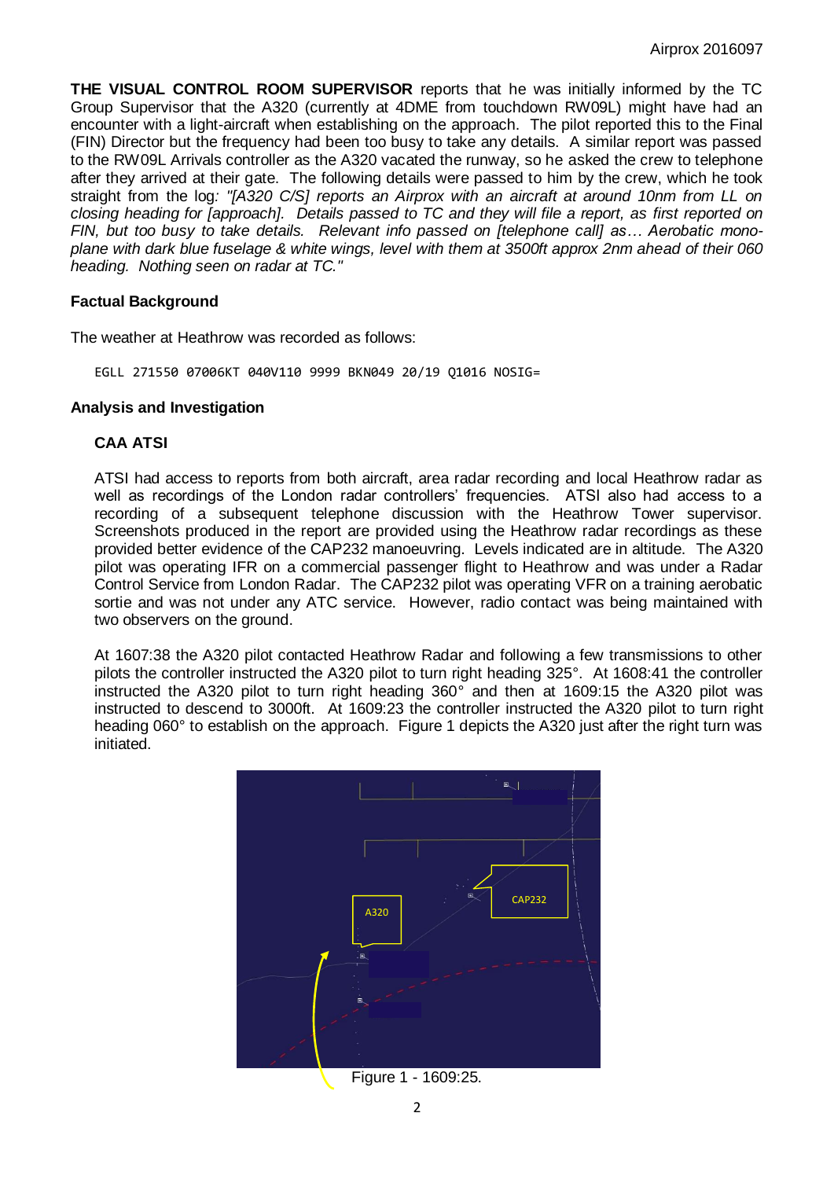**THE VISUAL CONTROL ROOM SUPERVISOR** reports that he was initially informed by the TC Group Supervisor that the A320 (currently at 4DME from touchdown RW09L) might have had an encounter with a light-aircraft when establishing on the approach. The pilot reported this to the Final (FIN) Director but the frequency had been too busy to take any details. A similar report was passed to the RW09L Arrivals controller as the A320 vacated the runway, so he asked the crew to telephone after they arrived at their gate. The following details were passed to him by the crew, which he took straight from the log*: "[A320 C/S] reports an Airprox with an aircraft at around 10nm from LL on closing heading for [approach]. Details passed to TC and they will file a report, as first reported on FIN, but too busy to take details. Relevant info passed on [telephone call] as… Aerobatic mono-plane with dark blue fuselage & white wings, level with them at 3500ft approx 2nm ahead of their 060 heading. Nothing seen on radar at TC."*

### Factual Background

The weather at Heathrow was recorded as follows:

```
EGLL 271550 07006KT 040V110 9999 BKN049 20/19 Q1016 NOSIG=
```

### Analysis and Investigation

#### CAA ATSI

ATSI had access to reports from both aircraft, area radar recording and local Heathrow radar as well as recordings of the London radar controllers' frequencies. ATSI also had access to a recording of a subsequent telephone discussion with the Heathrow Tower supervisor. Screenshots produced in the report are provided using the Heathrow radar recordings as these provided better evidence of the CAP232 manoeuvring. Levels indicated are in altitude. The A320 pilot was operating IFR on a commercial passenger flight to Heathrow and was under a Radar Control Service from London Radar. The CAP232 pilot was operating VFR on a training aerobatic sortie and was not under any ATC service. However, radio contact was being maintained with two observers on the ground.

At 1607:38 the A320 pilot contacted Heathrow Radar and following a few transmissions to other pilots the controller instructed the A320 pilot to turn right heading 325°. At 1608:41 the controller instructed the A320 pilot to turn right heading 360° and then at 1609:15 the A320 pilot was instructed to descend to 3000ft. At 1609:23 the controller instructed the A320 pilot to turn right heading 060° to establish on the approach. Figure 1 depicts the A320 just after the right turn was initiated.

Figure 1 - 1609:25.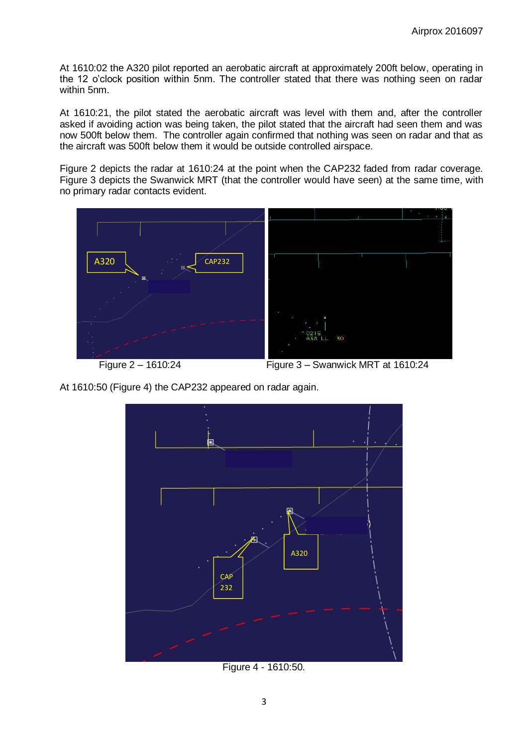At 1610:02 the A320 pilot reported an aerobatic aircraft at approximately 200ft below, operating in the 12 o'clock position within 5nm. The controller stated that there was nothing seen on radar within 5nm.

At 1610:21, the pilot stated the aerobatic aircraft was level with them and, after the controller asked if avoiding action was being taken, the pilot stated that the aircraft had seen them and was now 500ft below them. The controller again confirmed that nothing was seen on radar and that as the aircraft was 500ft below them it would be outside controlled airspace.

Figure 2 depicts the radar at 1610:24 at the point when the CAP232 faded from radar coverage. Figure 3 depicts the Swanwick MRT (that the controller would have seen) at the same time, with no primary radar contacts evident.

Figure 2 – 1610:24

Figure 3 – Swanwick MRT at 1610:24

At 1610:50 (Figure 4) the CAP232 appeared on radar again.

Figure 4 - 1610:50.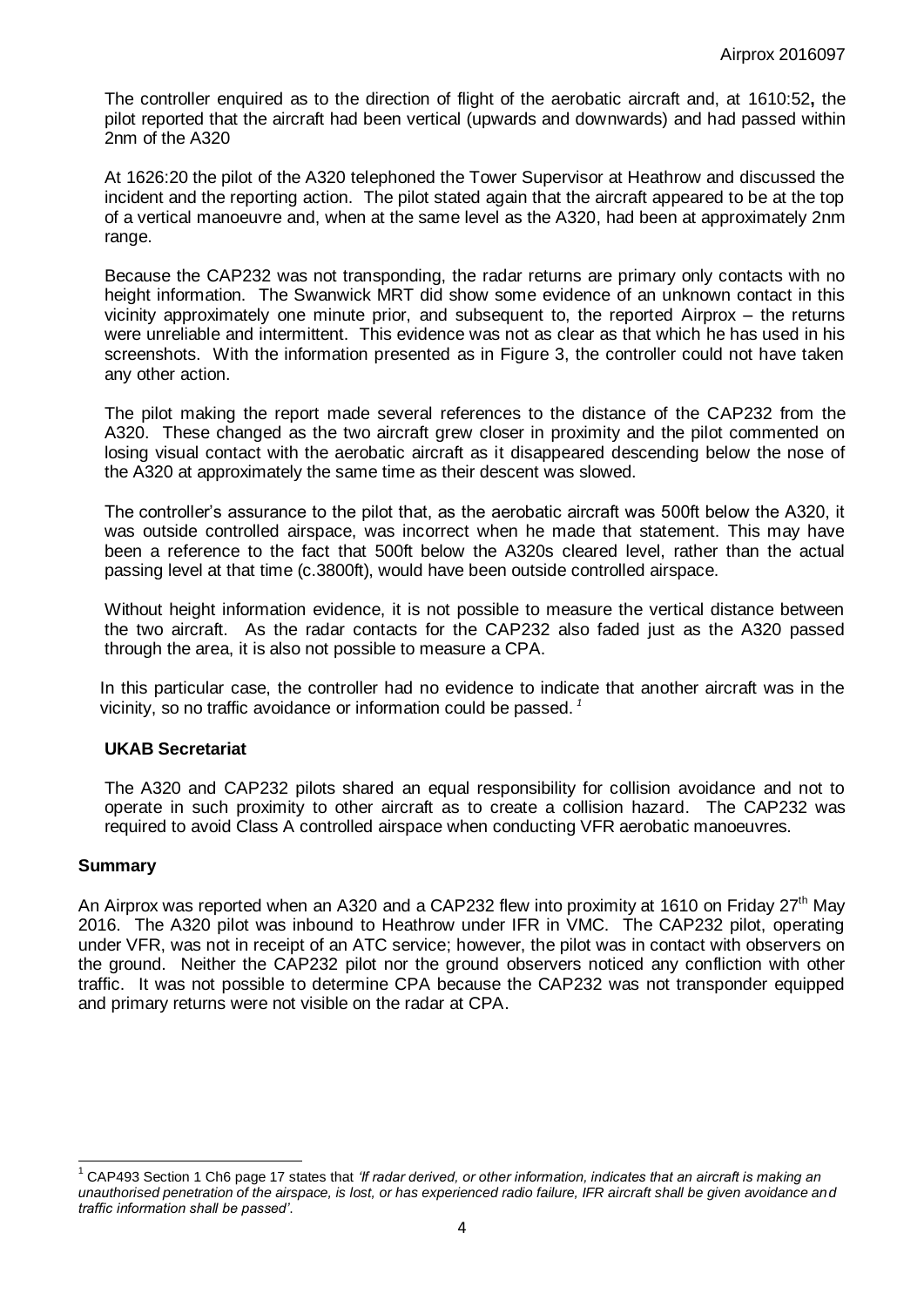The controller enquired as to the direction of flight of the aerobatic aircraft and, at 1610:52**,** the pilot reported that the aircraft had been vertical (upwards and downwards) and had passed within 2nm of the A320

At 1626:20 the pilot of the A320 telephoned the Tower Supervisor at Heathrow and discussed the incident and the reporting action. The pilot stated again that the aircraft appeared to be at the top of a vertical manoeuvre and, when at the same level as the A320, had been at approximately 2nm range.

Because the CAP232 was not transponding, the radar returns are primary only contacts with no height information. The Swanwick MRT did show some evidence of an unknown contact in this vicinity approximately one minute prior, and subsequent to, the reported Airprox – the returns were unreliable and intermittent. This evidence was not as clear as that which he has used in his screenshots. With the information presented as in Figure 3, the controller could not have taken any other action.

The pilot making the report made several references to the distance of the CAP232 from the A320. These changed as the two aircraft grew closer in proximity and the pilot commented on losing visual contact with the aerobatic aircraft as it disappeared descending below the nose of the A320 at approximately the same time as their descent was slowed.

The controller's assurance to the pilot that, as the aerobatic aircraft was 500ft below the A320, it was outside controlled airspace, was incorrect when he made that statement. This may have been a reference to the fact that 500ft below the A320s cleared level, rather than the actual passing level at that time (c.3800ft), would have been outside controlled airspace.

Without height information evidence, it is not possible to measure the vertical distance between the two aircraft. As the radar contacts for the CAP232 also faded just as the A320 passed through the area, it is also not possible to measure a CPA.

In this particular case, the controller had no evidence to indicate that another aircraft was in the vicinity, so no traffic avoidance or information could be passed.[1]

### UKAB Secretariat

The A320 and CAP232 pilots shared an equal responsibility for collision avoidance and not to operate in such proximity to other aircraft as to create a collision hazard. The CAP232 was required to avoid Class A controlled airspace when conducting VFR aerobatic manoeuvres.

## Summary

An Airprox was reported when an A320 and a CAP232 flew into proximity at 1610 on Friday 27th May 2016. The A320 pilot was inbound to Heathrow under IFR in VMC. The CAP232 pilot, operating under VFR, was not in receipt of an ATC service; however, the pilot was in contact with observers on the ground. Neither the CAP232 pilot nor the ground observers noticed any confliction with other traffic. It was not possible to determine CPA because the CAP232 was not transponder equipped and primary returns were not visible on the radar at CPA.

---

[1] CAP493 Section 1 Ch6 page 17 states that *'If radar derived, or other information, indicates that an aircraft is making an unauthorised penetration of the airspace, is lost, or has experienced radio failure, IFR aircraft shall be given avoidance and traffic information shall be passed'*.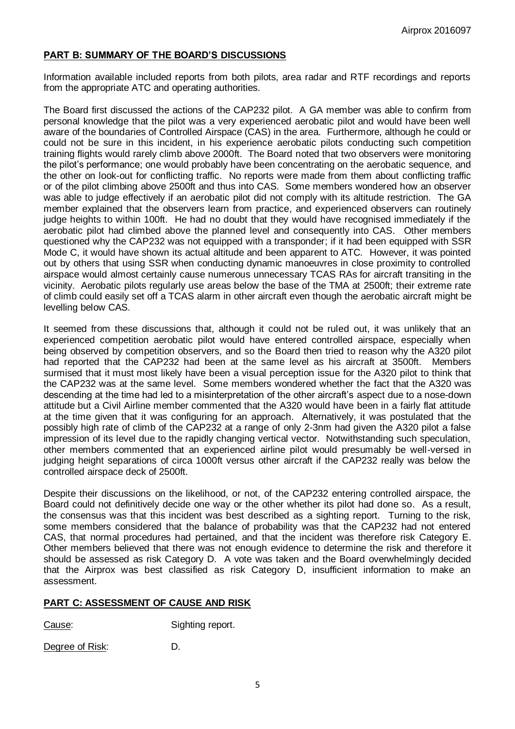## PART B: SUMMARY OF THE BOARD'S DISCUSSIONS

Information available included reports from both pilots, area radar and RTF recordings and reports from the appropriate ATC and operating authorities.

The Board first discussed the actions of the CAP232 pilot. A GA member was able to confirm from personal knowledge that the pilot was a very experienced aerobatic pilot and would have been well aware of the boundaries of Controlled Airspace (CAS) in the area. Furthermore, although he could or could not be sure in this incident, in his experience aerobatic pilots conducting such competition training flights would rarely climb above 2000ft. The Board noted that two observers were monitoring the pilot's performance; one would probably have been concentrating on the aerobatic sequence, and the other on look-out for conflicting traffic. No reports were made from them about conflicting traffic or of the pilot climbing above 2500ft and thus into CAS. Some members wondered how an observer was able to judge effectively if an aerobatic pilot did not comply with its altitude restriction. The GA member explained that the observers learn from practice, and experienced observers can routinely judge heights to within 100ft. He had no doubt that they would have recognised immediately if the aerobatic pilot had climbed above the planned level and consequently into CAS. Other members questioned why the CAP232 was not equipped with a transponder; if it had been equipped with SSR Mode C, it would have shown its actual altitude and been apparent to ATC. However, it was pointed out by others that using SSR when conducting dynamic manoeuvres in close proximity to controlled airspace would almost certainly cause numerous unnecessary TCAS RAs for aircraft transiting in the vicinity. Aerobatic pilots regularly use areas below the base of the TMA at 2500ft; their extreme rate of climb could easily set off a TCAS alarm in other aircraft even though the aerobatic aircraft might be levelling below CAS.

It seemed from these discussions that, although it could not be ruled out, it was unlikely that an experienced competition aerobatic pilot would have entered controlled airspace, especially when being observed by competition observers, and so the Board then tried to reason why the A320 pilot had reported that the CAP232 had been at the same level as his aircraft at 3500ft. Members surmised that it must most likely have been a visual perception issue for the A320 pilot to think that the CAP232 was at the same level. Some members wondered whether the fact that the A320 was descending at the time had led to a misinterpretation of the other aircraft's aspect due to a nose-down attitude but a Civil Airline member commented that the A320 would have been in a fairly flat attitude at the time given that it was configuring for an approach. Alternatively, it was postulated that the possibly high rate of climb of the CAP232 at a range of only 2-3nm had given the A320 pilot a false impression of its level due to the rapidly changing vertical vector. Notwithstanding such speculation, other members commented that an experienced airline pilot would presumably be well-versed in judging height separations of circa 1000ft versus other aircraft if the CAP232 really was below the controlled airspace deck of 2500ft.

Despite their discussions on the likelihood, or not, of the CAP232 entering controlled airspace, the Board could not definitively decide one way or the other whether its pilot had done so. As a result, the consensus was that this incident was best described as a sighting report. Turning to the risk, some members considered that the balance of probability was that the CAP232 had not entered CAS, that normal procedures had pertained, and that the incident was therefore risk Category E. Other members believed that there was not enough evidence to determine the risk and therefore it should be assessed as risk Category D. A vote was taken and the Board overwhelmingly decided that the Airprox was best classified as risk Category D, insufficient information to make an assessment.

## PART C: ASSESSMENT OF CAUSE AND RISK

Cause: Sighting report.

Degree of Risk: D.